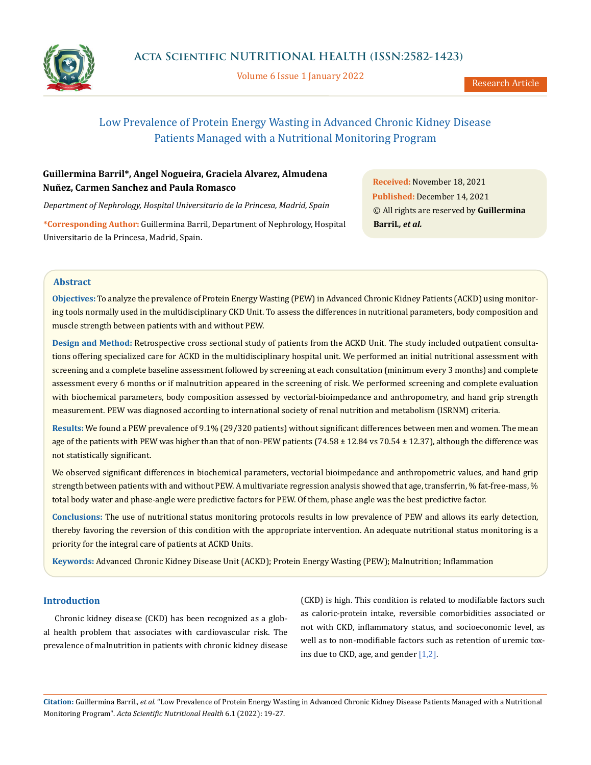# Low Prevalence of Protein Energy Wasting in Advanced Chronic Kidney Disease Patients Managed with a Nutritional Monitoring Program

**Guillermina Barril*, Angel Nogueira, Graciela Alvarez, Almudena Nuñez, Carmen Sanchez and Paula Romasco**

*Department of Nephrology, Hospital Universitario de la Princesa, Madrid, Spain*

**\*Corresponding Author:** Guillermina Barril, Department of Nephrology, Hospital Universitario de la Princesa, Madrid, Spain.

**Received:** November 18, 2021
**Published:** December 14, 2021
© All rights are reserved by **Guillermina Barril*., et al.***

## Abstract

**Objectives:** To analyze the prevalence of Protein Energy Wasting (PEW) in Advanced Chronic Kidney Patients (ACKD) using monitoring tools normally used in the multidisciplinary CKD Unit. To assess the differences in nutritional parameters, body composition and muscle strength between patients with and without PEW.

**Design and Method:** Retrospective cross sectional study of patients from the ACKD Unit. The study included outpatient consultations offering specialized care for ACKD in the multidisciplinary hospital unit. We performed an initial nutritional assessment with screening and a complete baseline assessment followed by screening at each consultation (minimum every 3 months) and complete assessment every 6 months or if malnutrition appeared in the screening of risk. We performed screening and complete evaluation with biochemical parameters, body composition assessed by vectorial-bioimpedance and anthropometry, and hand grip strength measurement. PEW was diagnosed according to international society of renal nutrition and metabolism (ISRNM) criteria.

**Results:** We found a PEW prevalence of 9.1% (29/320 patients) without significant differences between men and women. The mean age of the patients with PEW was higher than that of non-PEW patients (74.58 ± 12.84 vs 70.54 ± 12.37), although the difference was not statistically significant.

We observed significant differences in biochemical parameters, vectorial bioimpedance and anthropometric values, and hand grip strength between patients with and without PEW. A multivariate regression analysis showed that age, transferrin, % fat-free-mass, % total body water and phase-angle were predictive factors for PEW. Of them, phase angle was the best predictive factor.

**Conclusions:** The use of nutritional status monitoring protocols results in low prevalence of PEW and allows its early detection, thereby favoring the reversion of this condition with the appropriate intervention. An adequate nutritional status monitoring is a priority for the integral care of patients at ACKD Units.

**Keywords:** Advanced Chronic Kidney Disease Unit (ACKD); Protein Energy Wasting (PEW); Malnutrition; Inflammation

## Introduction

Chronic kidney disease (CKD) has been recognized as a global health problem that associates with cardiovascular risk. The prevalence of malnutrition in patients with chronic kidney disease (CKD) is high. This condition is related to modifiable factors such as caloric-protein intake, reversible comorbidities associated or not with CKD, inflammatory status, and socioeconomic level, as well as to non-modifiable factors such as retention of uremic toxins due to CKD, age, and gender [1,2].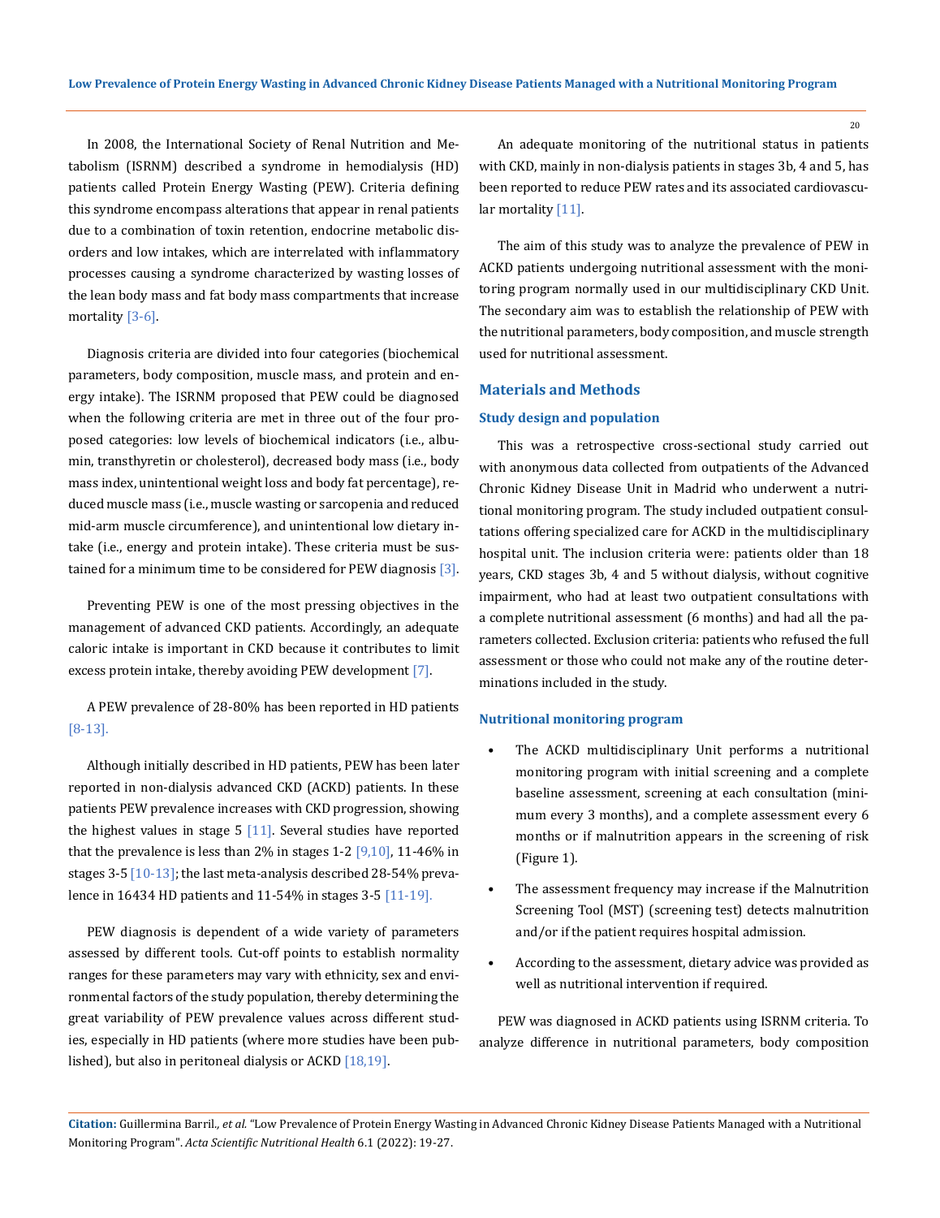In 2008, the International Society of Renal Nutrition and Metabolism (ISRNM) described a syndrome in hemodialysis (HD) patients called Protein Energy Wasting (PEW). Criteria defining this syndrome encompass alterations that appear in renal patients due to a combination of toxin retention, endocrine metabolic disorders and low intakes, which are interrelated with inflammatory processes causing a syndrome characterized by wasting losses of the lean body mass and fat body mass compartments that increase mortality [3-6].

Diagnosis criteria are divided into four categories (biochemical parameters, body composition, muscle mass, and protein and energy intake). The ISRNM proposed that PEW could be diagnosed when the following criteria are met in three out of the four proposed categories: low levels of biochemical indicators (i.e., albumin, transthyretin or cholesterol), decreased body mass (i.e., body mass index, unintentional weight loss and body fat percentage), reduced muscle mass (i.e., muscle wasting or sarcopenia and reduced mid-arm muscle circumference), and unintentional low dietary intake (i.e., energy and protein intake). These criteria must be sustained for a minimum time to be considered for PEW diagnosis [3].

Preventing PEW is one of the most pressing objectives in the management of advanced CKD patients. Accordingly, an adequate caloric intake is important in CKD because it contributes to limit excess protein intake, thereby avoiding PEW development [7].

A PEW prevalence of 28-80% has been reported in HD patients [8-13].

Although initially described in HD patients, PEW has been later reported in non-dialysis advanced CKD (ACKD) patients. In these patients PEW prevalence increases with CKD progression, showing the highest values in stage 5 [11]. Several studies have reported that the prevalence is less than 2% in stages 1-2 [9,10], 11-46% in stages 3-5 [10-13]; the last meta-analysis described 28-54% prevalence in 16434 HD patients and 11-54% in stages 3-5 [11-19].

PEW diagnosis is dependent of a wide variety of parameters assessed by different tools. Cut-off points to establish normality ranges for these parameters may vary with ethnicity, sex and environmental factors of the study population, thereby determining the great variability of PEW prevalence values across different studies, especially in HD patients (where more studies have been published), but also in peritoneal dialysis or ACKD [18,19].

An adequate monitoring of the nutritional status in patients with CKD, mainly in non-dialysis patients in stages 3b, 4 and 5, has been reported to reduce PEW rates and its associated cardiovascular mortality [11].

The aim of this study was to analyze the prevalence of PEW in ACKD patients undergoing nutritional assessment with the monitoring program normally used in our multidisciplinary CKD Unit. The secondary aim was to establish the relationship of PEW with the nutritional parameters, body composition, and muscle strength used for nutritional assessment.

## Materials and Methods

### Study design and population

This was a retrospective cross-sectional study carried out with anonymous data collected from outpatients of the Advanced Chronic Kidney Disease Unit in Madrid who underwent a nutritional monitoring program. The study included outpatient consultations offering specialized care for ACKD in the multidisciplinary hospital unit. The inclusion criteria were: patients older than 18 years, CKD stages 3b, 4 and 5 without dialysis, without cognitive impairment, who had at least two outpatient consultations with a complete nutritional assessment (6 months) and had all the parameters collected. Exclusion criteria: patients who refused the full assessment or those who could not make any of the routine determinations included in the study.

### Nutritional monitoring program

- The ACKD multidisciplinary Unit performs a nutritional monitoring program with initial screening and a complete baseline assessment, screening at each consultation (minimum every 3 months), and a complete assessment every 6 months or if malnutrition appears in the screening of risk (Figure 1).
- The assessment frequency may increase if the Malnutrition Screening Tool (MST) (screening test) detects malnutrition and/or if the patient requires hospital admission.
- According to the assessment, dietary advice was provided as well as nutritional intervention if required.

PEW was diagnosed in ACKD patients using ISRNM criteria. To analyze difference in nutritional parameters, body composition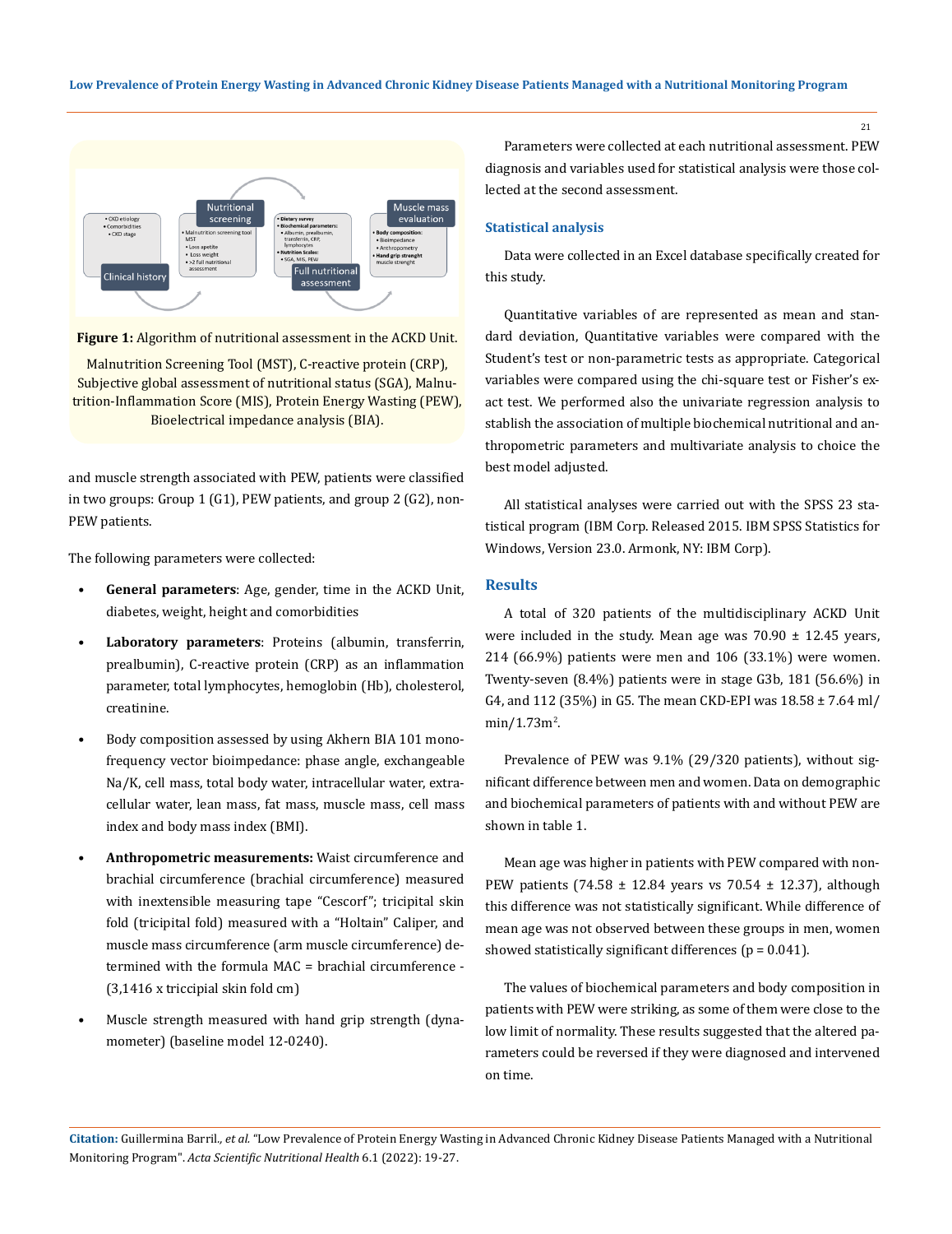**Figure 1:** Algorithm of nutritional assessment in the ACKD Unit.

Malnutrition Screening Tool (MST), C-reactive protein (CRP), Subjective global assessment of nutritional status (SGA), Malnutrition-Inflammation Score (MIS), Protein Energy Wasting (PEW), Bioelectrical impedance analysis (BIA).

and muscle strength associated with PEW, patients were classified in two groups: Group 1 (G1), PEW patients, and group 2 (G2), non-PEW patients.

The following parameters were collected:

- **General parameters**: Age, gender, time in the ACKD Unit, diabetes, weight, height and comorbidities
- **Laboratory parameters**: Proteins (albumin, transferrin, prealbumin), C-reactive protein (CRP) as an inflammation parameter, total lymphocytes, hemoglobin (Hb), cholesterol, creatinine.
- Body composition assessed by using Akhern BIA 101 monofrequency vector bioimpedance: phase angle, exchangeable Na/K, cell mass, total body water, intracellular water, extracellular water, lean mass, fat mass, muscle mass, cell mass index and body mass index (BMI).
- **Anthropometric measurements:** Waist circumference and brachial circumference (brachial circumference) measured with inextensible measuring tape "Cescorf"; tricipital skin fold (tricipital fold) measured with a "Holtain" Caliper, and muscle mass circumference (arm muscle circumference) determined with the formula MAC = brachial circumference - (3,1416 x triccipial skin fold cm)
- Muscle strength measured with hand grip strength (dynamometer) (baseline model 12-0240).

Parameters were collected at each nutritional assessment. PEW diagnosis and variables used for statistical analysis were those collected at the second assessment.

## Statistical analysis

Data were collected in an Excel database specifically created for this study.

Quantitative variables of are represented as mean and standard deviation, Quantitative variables were compared with the Student's test or non-parametric tests as appropriate. Categorical variables were compared using the chi-square test or Fisher's exact test. We performed also the univariate regression analysis to stablish the association of multiple biochemical nutritional and anthropometric parameters and multivariate analysis to choice the best model adjusted.

All statistical analyses were carried out with the SPSS 23 statistical program (IBM Corp. Released 2015. IBM SPSS Statistics for Windows, Version 23.0. Armonk, NY: IBM Corp).

## Results

A total of 320 patients of the multidisciplinary ACKD Unit were included in the study. Mean age was 70.90 ± 12.45 years, 214 (66.9%) patients were men and 106 (33.1%) were women. Twenty-seven (8.4%) patients were in stage G3b, 181 (56.6%) in G4, and 112 (35%) in G5. The mean CKD-EPI was 18.58 ± 7.64 ml/min/1.73m$^2$.

Prevalence of PEW was 9.1% (29/320 patients), without significant difference between men and women. Data on demographic and biochemical parameters of patients with and without PEW are shown in table 1.

Mean age was higher in patients with PEW compared with non-PEW patients (74.58 ± 12.84 years vs 70.54 ± 12.37), although this difference was not statistically significant. While difference of mean age was not observed between these groups in men, women showed statistically significant differences ($p = 0.041$).

The values of biochemical parameters and body composition in patients with PEW were striking, as some of them were close to the low limit of normality. These results suggested that the altered parameters could be reversed if they were diagnosed and intervened on time.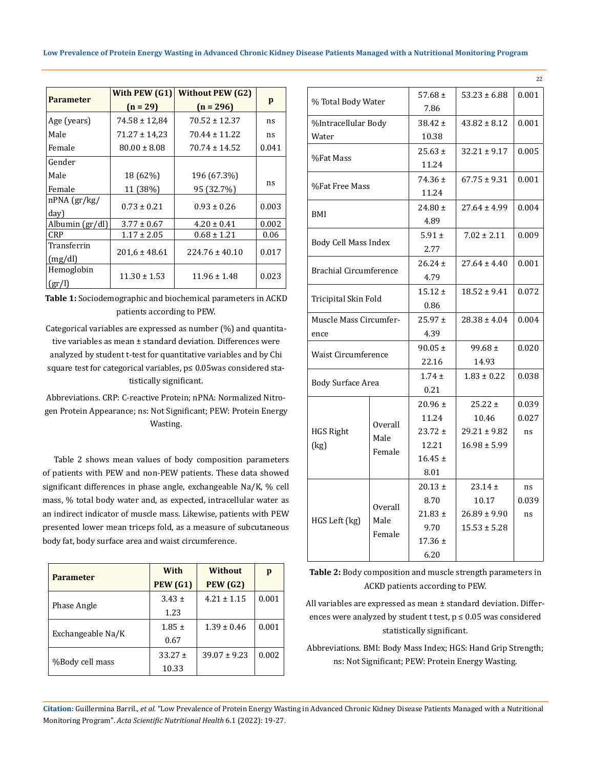| Parameter | With PEW (G1) (n = 29) | Without PEW (G2) (n = 296) | p |
|---|---|---|---|
| Age (years) | 74.58 ± 12,84 | 70.52 ± 12.37 | ns |
| Male | 71.27 ± 14,23 | 70.44 ± 11.22 | ns |
| Female | 80.00 ± 8.08 | 70.74 ± 14.52 | 0.041 |
| Gender | | | |
| Male | 18 (62%) | 196 (67.3%) | ns |
| Female | 11 (38%) | 95 (32.7%) | |
| nPNA (gr/kg/day) | 0.73 ± 0.21 | 0.93 ± 0.26 | 0.003 |
| Albumin (gr/dl) | 3.77 ± 0.67 | 4.20 ± 0.41 | 0.002 |
| CRP | 1.17 ± 2.05 | 0.68 ± 1.21 | 0.06 |
| Transferrin (mg/dl) | 201,6 ± 48.61 | 224.76 ± 40.10 | 0.017 |
| Hemoglobin (gr/l) | 11.30 ± 1.53 | 11.96 ± 1.48 | 0.023 |

**Table 1:** Sociodemographic and biochemical parameters in ACKD patients according to PEW.

Categorical variables are expressed as number (%) and quantitative variables as mean ± standard deviation. Differences were analyzed by student t-test for quantitative variables and by Chi square test for categorical variables, p≤ 0.05was considered statistically significant.

Abbreviations. CRP: C-reactive Protein; nPNA: Normalized Nitrogen Protein Appearance; ns: Not Significant; PEW: Protein Energy Wasting.

Table 2 shows mean values of body composition parameters of patients with PEW and non-PEW patients. These data showed significant differences in phase angle, exchangeable Na/K, % cell mass, % total body water and, as expected, intracellular water as an indirect indicator of muscle mass. Likewise, patients with PEW presented lower mean triceps fold, as a measure of subcutaneous body fat, body surface area and waist circumference.

| Parameter | | With PEW (G1) | Without PEW (G2) | p |
|---|---|---|---|---|
| Phase Angle | | 3.43 ± 1.23 | 4.21 ± 1.15 | 0.001 |
| Exchangeable Na/K | | 1.85 ± 0.67 | 1.39 ± 0.46 | 0.001 |
| %Body cell mass | | 33.27 ± 10.33 | 39.07 ± 9.23 | 0.002 |
| % Total Body Water | | 57.68 ± 7.86 | 53.23 ± 6.88 | 0.001 |
| %Intracellular Body Water | | 38.42 ± 10.38 | 43.82 ± 8.12 | 0.001 |
| %Fat Mass | | 25.63 ± 11.24 | 32.21 ± 9.17 | 0.005 |
| %Fat Free Mass | | 74.36 ± 11.24 | 67.75 ± 9.31 | 0.001 |
| BMI | | 24.80 ± 4.89 | 27.64 ± 4.99 | 0.004 |
| Body Cell Mass Index | | 5.91 ± 2.77 | 7.02 ± 2.11 | 0.009 |
| Brachial Circumference | | 26.24 ± 4.79 | 27.64 ± 4.40 | 0.001 |
| Tricipital Skin Fold | | 15.12 ± 0.86 | 18.52 ± 9.41 | 0.072 |
| Muscle Mass Circumference | | 25.97 ± 4.39 | 28.38 ± 4.04 | 0.004 |
| Waist Circumference | | 90.05 ± 22.16 | 99.68 ± 14.93 | 0.020 |
| Body Surface Area | | 1.74 ± 0.21 | 1.83 ± 0.22 | 0.038 |
| HGS Right (kg) | Overall | 20.96 ± 11.24 | 25.22 ± 10.46 | 0.039 |
| | Male | 23.72 ± 12.21 | 29.21 ± 9.82 | 0.027 |
| | Female | 16.45 ± 8.01 | 16.98 ± 5.99 | ns |
| HGS Left (kg) | Overall | 20.13 ± 8.70 | 23.14 ± 10.17 | ns |
| | Male | 21.83 ± 9.70 | 26.89 ± 9.90 | 0.039 |
| | Female | 17.36 ± 6.20 | 15.53 ± 5.28 | ns |

**Table 2:** Body composition and muscle strength parameters in ACKD patients according to PEW.

All variables are expressed as mean ± standard deviation. Differences were analyzed by student t test, p ≤ 0.05 was considered statistically significant.

Abbreviations. BMI: Body Mass Index; HGS: Hand Grip Strength; ns: Not Significant; PEW: Protein Energy Wasting.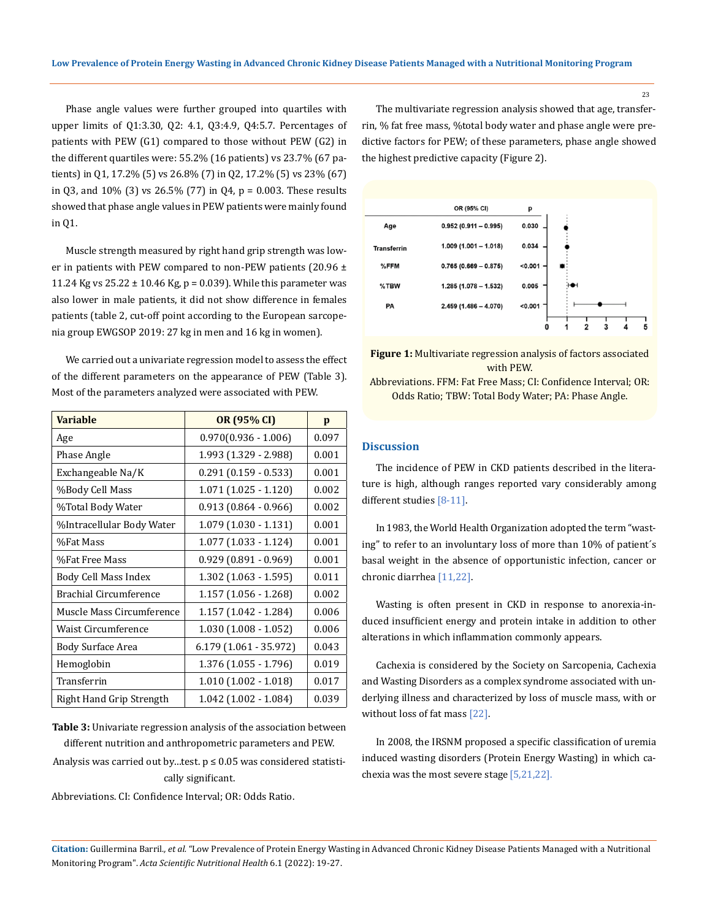Phase angle values were further grouped into quartiles with upper limits of Q1:3.30, Q2: 4.1, Q3:4.9, Q4:5.7. Percentages of patients with PEW (G1) compared to those without PEW (G2) in the different quartiles were: 55.2% (16 patients) vs 23.7% (67 patients) in Q1, 17.2% (5) vs 26.8% (7) in Q2, 17.2% (5) vs 23% (67) in Q3, and 10% (3) vs 26.5% (77) in Q4, p = 0.003. These results showed that phase angle values in PEW patients were mainly found in Q1.

Muscle strength measured by right hand grip strength was lower in patients with PEW compared to non-PEW patients (20.96 ± 11.24 Kg vs 25.22 ± 10.46 Kg, p = 0.039). While this parameter was also lower in male patients, it did not show difference in females patients (table 2, cut-off point according to the European sarcopenia group EWGSOP 2019: 27 kg in men and 16 kg in women).

We carried out a univariate regression model to assess the effect of the different parameters on the appearance of PEW (Table 3). Most of the parameters analyzed were associated with PEW.

| Variable | OR (95% CI) | p |
|---|---|---|
| Age | 0.970(0.936 - 1.006) | 0.097 |
| Phase Angle | 1.993 (1.329 - 2.988) | 0.001 |
| Exchangeable Na/K | 0.291 (0.159 - 0.533) | 0.001 |
| %Body Cell Mass | 1.071 (1.025 - 1.120) | 0.002 |
| %Total Body Water | 0.913 (0.864 - 0.966) | 0.002 |
| %Intracellular Body Water | 1.079 (1.030 - 1.131) | 0.001 |
| %Fat Mass | 1.077 (1.033 - 1.124) | 0.001 |
| %Fat Free Mass | 0.929 (0.891 - 0.969) | 0.001 |
| Body Cell Mass Index | 1.302 (1.063 - 1.595) | 0.011 |
| Brachial Circumference | 1.157 (1.056 - 1.268) | 0.002 |
| Muscle Mass Circumference | 1.157 (1.042 - 1.284) | 0.006 |
| Waist Circumference | 1.030 (1.008 - 1.052) | 0.006 |
| Body Surface Area | 6.179 (1.061 - 35.972) | 0.043 |
| Hemoglobin | 1.376 (1.055 - 1.796) | 0.019 |
| Transferrin | 1.010 (1.002 - 1.018) | 0.017 |
| Right Hand Grip Strength | 1.042 (1.002 - 1.084) | 0.039 |

**Table 3:** Univariate regression analysis of the association between different nutrition and anthropometric parameters and PEW.

Analysis was carried out by...test. p ≤ 0.05 was considered statistically significant.

Abbreviations. CI: Confidence Interval; OR: Odds Ratio.

The multivariate regression analysis showed that age, transferrin, % fat free mass, %total body water and phase angle were predictive factors for PEW; of these parameters, phase angle showed the highest predictive capacity (Figure 2).

| | OR (95% CI) | p |
|---|---|---|
| Age | 0.952 (0.911 – 0.995) | 0.030 |
| Transferrin | 1.009 (1.001 – 1.018) | 0.034 |
| %FFM | 0.765 (0.669 – 0.875) | <0.001 |
| %TBW | 1.285 (1.078 – 1.532) | 0.005 |
| PA | 2.459 (1.486 – 4.070) | <0.001 |

**Figure 1:** Multivariate regression analysis of factors associated with PEW.

Abbreviations. FFM: Fat Free Mass; CI: Confidence Interval; OR: Odds Ratio; TBW: Total Body Water; PA: Phase Angle.

## Discussion

The incidence of PEW in CKD patients described in the literature is high, although ranges reported vary considerably among different studies [8-11].

In 1983, the World Health Organization adopted the term "wasting" to refer to an involuntary loss of more than 10% of patient´s basal weight in the absence of opportunistic infection, cancer or chronic diarrhea [11,22].

Wasting is often present in CKD in response to anorexia-induced insufficient energy and protein intake in addition to other alterations in which inflammation commonly appears.

Cachexia is considered by the Society on Sarcopenia, Cachexia and Wasting Disorders as a complex syndrome associated with underlying illness and characterized by loss of muscle mass, with or without loss of fat mass [22].

In 2008, the IRSNM proposed a specific classification of uremia induced wasting disorders (Protein Energy Wasting) in which cachexia was the most severe stage [5,21,22].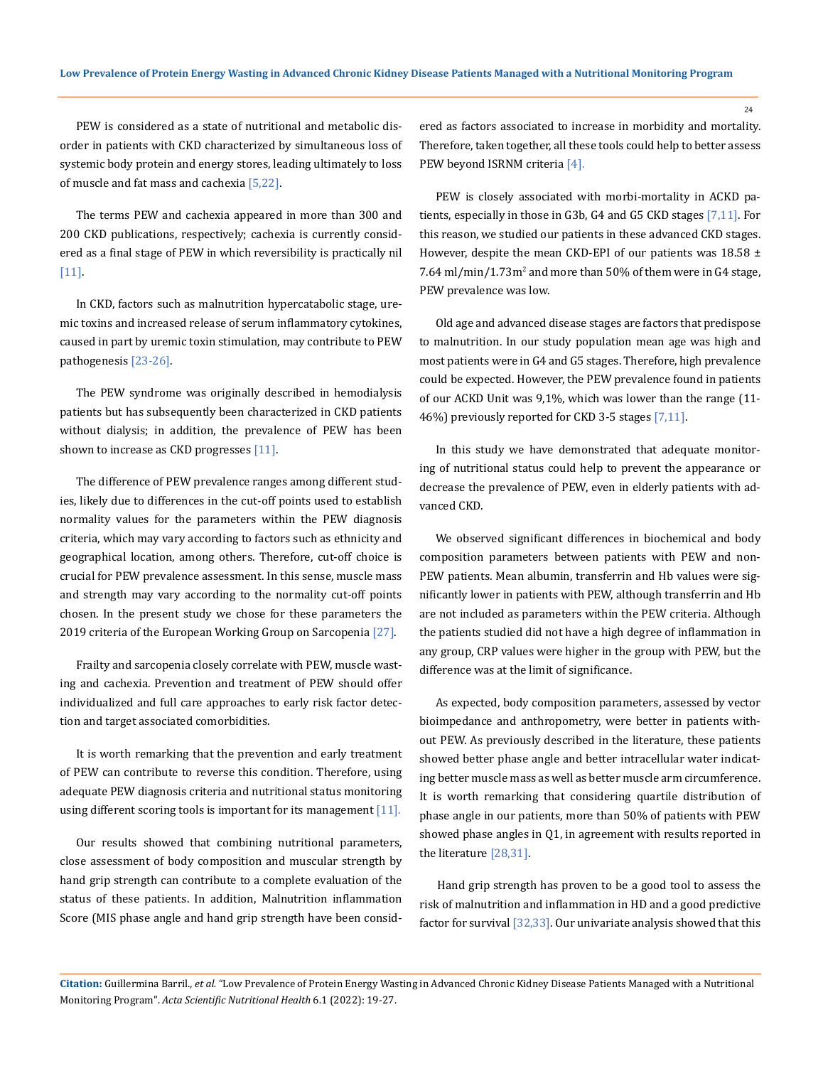PEW is considered as a state of nutritional and metabolic disorder in patients with CKD characterized by simultaneous loss of systemic body protein and energy stores, leading ultimately to loss of muscle and fat mass and cachexia [5,22].

The terms PEW and cachexia appeared in more than 300 and 200 CKD publications, respectively; cachexia is currently considered as a final stage of PEW in which reversibility is practically nil [11].

In CKD, factors such as malnutrition hypercatabolic stage, uremic toxins and increased release of serum inflammatory cytokines, caused in part by uremic toxin stimulation, may contribute to PEW pathogenesis [23-26].

The PEW syndrome was originally described in hemodialysis patients but has subsequently been characterized in CKD patients without dialysis; in addition, the prevalence of PEW has been shown to increase as CKD progresses [11].

The difference of PEW prevalence ranges among different studies, likely due to differences in the cut-off points used to establish normality values for the parameters within the PEW diagnosis criteria, which may vary according to factors such as ethnicity and geographical location, among others. Therefore, cut-off choice is crucial for PEW prevalence assessment. In this sense, muscle mass and strength may vary according to the normality cut-off points chosen. In the present study we chose for these parameters the 2019 criteria of the European Working Group on Sarcopenia [27].

Frailty and sarcopenia closely correlate with PEW, muscle wasting and cachexia. Prevention and treatment of PEW should offer individualized and full care approaches to early risk factor detection and target associated comorbidities.

It is worth remarking that the prevention and early treatment of PEW can contribute to reverse this condition. Therefore, using adequate PEW diagnosis criteria and nutritional status monitoring using different scoring tools is important for its management [11].

Our results showed that combining nutritional parameters, close assessment of body composition and muscular strength by hand grip strength can contribute to a complete evaluation of the status of these patients. In addition, Malnutrition inflammation Score (MIS phase angle and hand grip strength have been considered as factors associated to increase in morbidity and mortality. Therefore, taken together, all these tools could help to better assess PEW beyond ISRNM criteria [4].

PEW is closely associated with morbi-mortality in ACKD patients, especially in those in G3b, G4 and G5 CKD stages [7,11]. For this reason, we studied our patients in these advanced CKD stages. However, despite the mean CKD-EPI of our patients was 18.58 ± 7.64 ml/min/1.73m$^2$ and more than 50% of them were in G4 stage, PEW prevalence was low.

Old age and advanced disease stages are factors that predispose to malnutrition. In our study population mean age was high and most patients were in G4 and G5 stages. Therefore, high prevalence could be expected. However, the PEW prevalence found in patients of our ACKD Unit was 9,1%, which was lower than the range (11-46%) previously reported for CKD 3-5 stages [7,11].

In this study we have demonstrated that adequate monitoring of nutritional status could help to prevent the appearance or decrease the prevalence of PEW, even in elderly patients with advanced CKD.

We observed significant differences in biochemical and body composition parameters between patients with PEW and non-PEW patients. Mean albumin, transferrin and Hb values were significantly lower in patients with PEW, although transferrin and Hb are not included as parameters within the PEW criteria. Although the patients studied did not have a high degree of inflammation in any group, CRP values were higher in the group with PEW, but the difference was at the limit of significance.

As expected, body composition parameters, assessed by vector bioimpedance and anthropometry, were better in patients without PEW. As previously described in the literature, these patients showed better phase angle and better intracellular water indicating better muscle mass as well as better muscle arm circumference. It is worth remarking that considering quartile distribution of phase angle in our patients, more than 50% of patients with PEW showed phase angles in Q1, in agreement with results reported in the literature [28,31].

Hand grip strength has proven to be a good tool to assess the risk of malnutrition and inflammation in HD and a good predictive factor for survival [32,33]. Our univariate analysis showed that this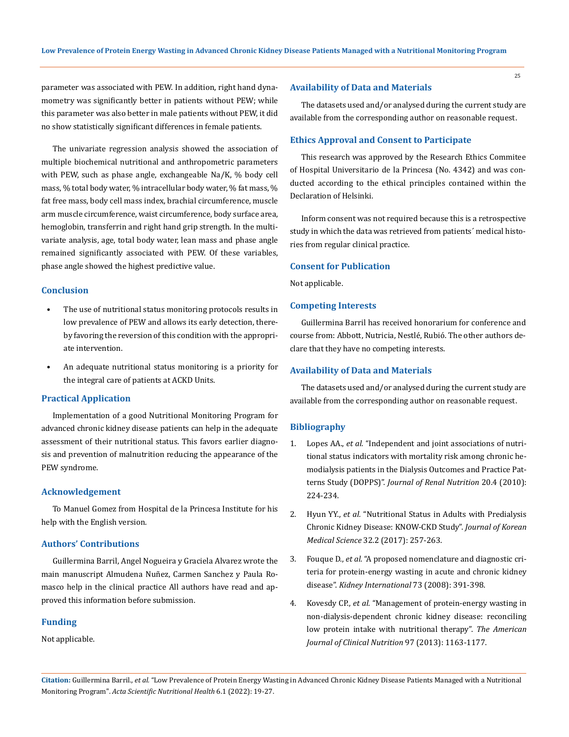parameter was associated with PEW. In addition, right hand dynamometry was significantly better in patients without PEW; while this parameter was also better in male patients without PEW, it did no show statistically significant differences in female patients.

The univariate regression analysis showed the association of multiple biochemical nutritional and anthropometric parameters with PEW, such as phase angle, exchangeable Na/K, % body cell mass, % total body water, % intracellular body water, % fat mass, % fat free mass, body cell mass index, brachial circumference, muscle arm muscle circumference, waist circumference, body surface area, hemoglobin, transferrin and right hand grip strength. In the multivariate analysis, age, total body water, lean mass and phase angle remained significantly associated with PEW. Of these variables, phase angle showed the highest predictive value.

## Conclusion

- The use of nutritional status monitoring protocols results in low prevalence of PEW and allows its early detection, thereby favoring the reversion of this condition with the appropriate intervention.
- An adequate nutritional status monitoring is a priority for the integral care of patients at ACKD Units.

## Practical Application

Implementation of a good Nutritional Monitoring Program for advanced chronic kidney disease patients can help in the adequate assessment of their nutritional status. This favors earlier diagnosis and prevention of malnutrition reducing the appearance of the PEW syndrome.

## Acknowledgement

To Manuel Gomez from Hospital de la Princesa Institute for his help with the English version.

## Authors' Contributions

Guillermina Barril, Angel Nogueira y Graciela Alvarez wrote the main manuscript Almudena Nuñez, Carmen Sanchez y Paula Romasco help in the clinical practice All authors have read and approved this information before submission.

## Funding

Not applicable.

## Availability of Data and Materials

The datasets used and/or analysed during the current study are available from the corresponding author on reasonable request.

## Ethics Approval and Consent to Participate

This research was approved by the Research Ethics Commitee of Hospital Universitario de la Princesa (No. 4342) and was conducted according to the ethical principles contained within the Declaration of Helsinki.

Inform consent was not required because this is a retrospective study in which the data was retrieved from patients´ medical histories from regular clinical practice.

## Consent for Publication

Not applicable.

## Competing Interests

Guillermina Barril has received honorarium for conference and course from: Abbott, Nutricia, Nestlé, Rubió. The other authors declare that they have no competing interests.

## Availability of Data and Materials

The datasets used and/or analysed during the current study are available from the corresponding author on reasonable request.

## Bibliography

1. Lopes AA., *et al.* "Independent and joint associations of nutritional status indicators with mortality risk among chronic hemodialysis patients in the Dialysis Outcomes and Practice Patterns Study (DOPPS)". *Journal of Renal Nutrition* 20.4 (2010): 224-234.
2. Hyun YY., *et al.* "Nutritional Status in Adults with Predialysis Chronic Kidney Disease: KNOW-CKD Study". *Journal of Korean Medical Science* 32.2 (2017): 257-263.
3. Fouque D., *et al.* "A proposed nomenclature and diagnostic criteria for protein-energy wasting in acute and chronic kidney disease". *Kidney International* 73 (2008): 391-398.
4. Kovesdy CP., *et al.* "Management of protein-energy wasting in non-dialysis-dependent chronic kidney disease: reconciling low protein intake with nutritional therapy". *The American Journal of Clinical Nutrition* 97 (2013): 1163-1177.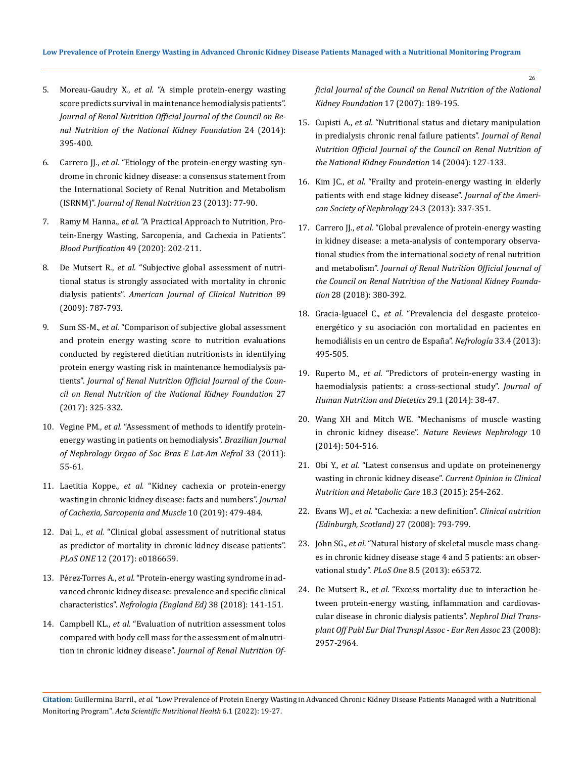5. Moreau-Gaudry X., *et al.* "A simple protein-energy wasting score predicts survival in maintenance hemodialysis patients". *Journal of Renal Nutrition Official Journal of the Council on Renal Nutrition of the National Kidney Foundation* 24 (2014): 395-400.

6. Carrero JJ., *et al.* "Etiology of the protein-energy wasting syndrome in chronic kidney disease: a consensus statement from the International Society of Renal Nutrition and Metabolism (ISRNM)". *Journal of Renal Nutrition* 23 (2013): 77-90.

7. Ramy M Hanna., *et al.* "A Practical Approach to Nutrition, Protein-Energy Wasting, Sarcopenia, and Cachexia in Patients". *Blood Purification* 49 (2020): 202-211.

8. De Mutsert R., *et al.* "Subjective global assessment of nutritional status is strongly associated with mortality in chronic dialysis patients". *American Journal of Clinical Nutrition* 89 (2009): 787-793.

9. Sum SS-M., *et al.* "Comparison of subjective global assessment and protein energy wasting score to nutrition evaluations conducted by registered dietitian nutritionists in identifying protein energy wasting risk in maintenance hemodialysis patients". *Journal of Renal Nutrition Official Journal of the Council on Renal Nutrition of the National Kidney Foundation* 27 (2017): 325-332.

10. Vegine PM., *et al.* "Assessment of methods to identify protein-energy wasting in patients on hemodialysis". *Brazilian Journal of Nephrology Orgao of Soc Bras E Lat-Am Nefrol* 33 (2011): 55-61.

11. Laetitia Koppe., *et al.* "Kidney cachexia or protein-energy wasting in chronic kidney disease: facts and numbers". *Journal of Cachexia, Sarcopenia and Muscle* 10 (2019): 479-484.

12. Dai L., *et al.* "Clinical global assessment of nutritional status as predictor of mortality in chronic kidney disease patients". *PLoS ONE* 12 (2017): e0186659.

13. Pérez-Torres A., *et al.* "Protein-energy wasting syndrome in advanced chronic kidney disease: prevalence and specific clinical characteristics". *Nefrologia (England Ed)* 38 (2018): 141-151.

14. Campbell KL., *et al.* "Evaluation of nutrition assessment tolos compared with body cell mass for the assessment of malnutrition in chronic kidney disease". *Journal of Renal Nutrition Official Journal of the Council on Renal Nutrition of the National Kidney Foundation* 17 (2007): 189-195.

15. Cupisti A., *et al.* "Nutritional status and dietary manipulation in predialysis chronic renal failure patients". *Journal of Renal Nutrition Official Journal of the Council on Renal Nutrition of the National Kidney Foundation* 14 (2004): 127-133.

16. Kim JC., *et al.* "Frailty and protein-energy wasting in elderly patients with end stage kidney disease". *Journal of the American Society of Nephrology* 24.3 (2013): 337-351.

17. Carrero JJ., *et al.* "Global prevalence of protein-energy wasting in kidney disease: a meta-analysis of contemporary observational studies from the international society of renal nutrition and metabolism". *Journal of Renal Nutrition Official Journal of the Council on Renal Nutrition of the National Kidney Foundation* 28 (2018): 380-392.

18. Gracia-Iguacel C., *et al.* "Prevalencia del desgaste proteico-energético y su asociación con mortalidad en pacientes en hemodiálisis en un centro de España". *Nefrología* 33.4 (2013): 495-505.

19. Ruperto M., *et al.* "Predictors of protein-energy wasting in haemodialysis patients: a cross-sectional study". *Journal of Human Nutrition and Dietetics* 29.1 (2014): 38-47.

20. Wang XH and Mitch WE. "Mechanisms of muscle wasting in chronic kidney disease". *Nature Reviews Nephrology* 10 (2014): 504-516.

21. Obi Y., *et al.* "Latest consensus and update on proteinenergy wasting in chronic kidney disease". *Current Opinion in Clinical Nutrition and Metabolic Care* 18.3 (2015): 254-262.

22. Evans WJ., *et al.* "Cachexia: a new definition". *Clinical nutrition (Edinburgh, Scotland)* 27 (2008): 793-799.

23. John SG., *et al.* "Natural history of skeletal muscle mass changes in chronic kidney disease stage 4 and 5 patients: an observational study". *PLoS One* 8.5 (2013): e65372.

24. De Mutsert R., *et al.* "Excess mortality due to interaction between protein-energy wasting, inflammation and cardiovascular disease in chronic dialysis patients". *Nephrol Dial Transplant Off Publ Eur Dial Transpl Assoc - Eur Ren Assoc* 23 (2008): 2957-2964.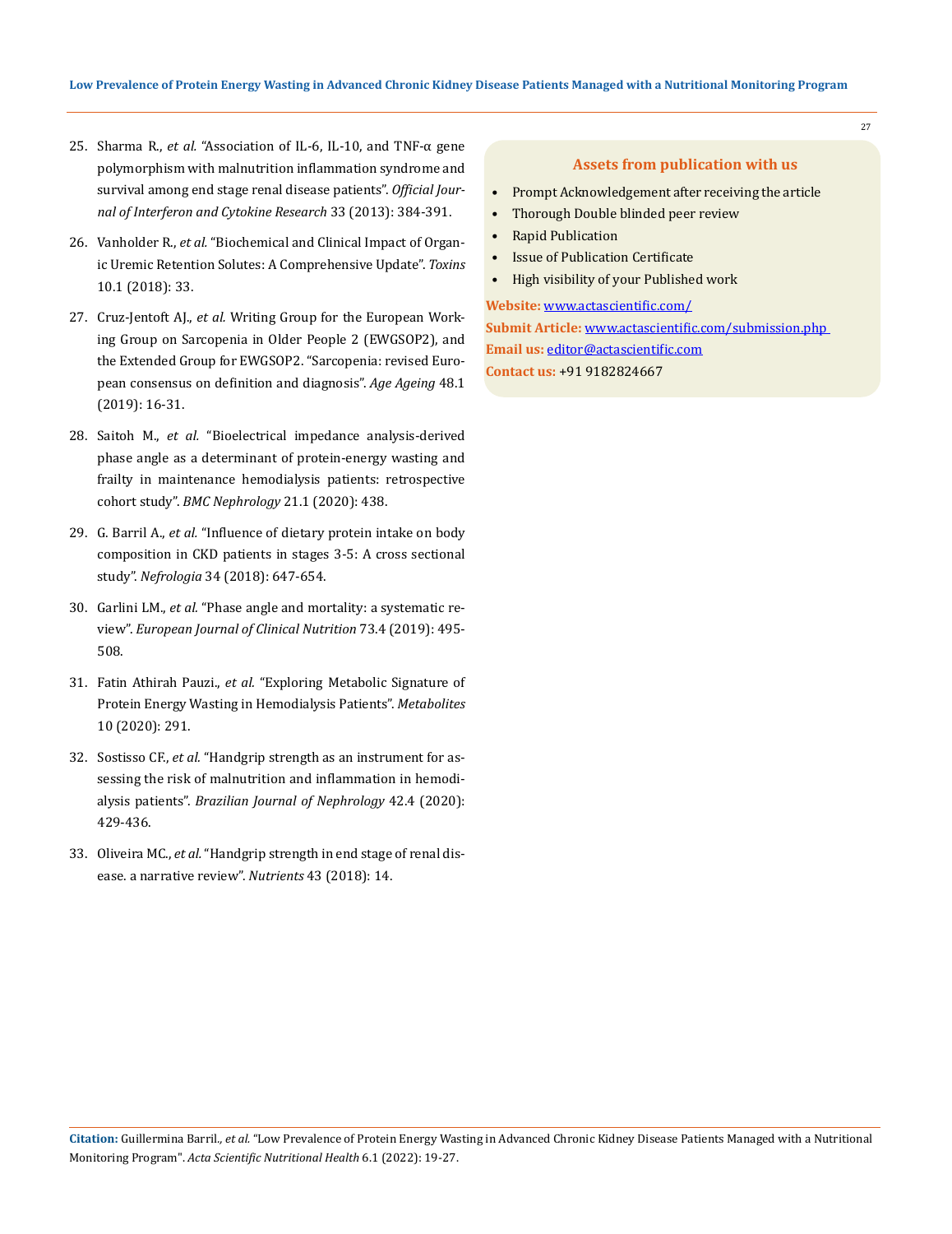25. Sharma R., *et al.* "Association of IL-6, IL-10, and TNF-α gene polymorphism with malnutrition inflammation syndrome and survival among end stage renal disease patients". *Official Journal of Interferon and Cytokine Research* 33 (2013): 384-391.
26. Vanholder R., *et al.* "Biochemical and Clinical Impact of Organic Uremic Retention Solutes: A Comprehensive Update". *Toxins* 10.1 (2018): 33.
27. Cruz-Jentoft AJ., *et al.* Writing Group for the European Working Group on Sarcopenia in Older People 2 (EWGSOP2), and the Extended Group for EWGSOP2. "Sarcopenia: revised European consensus on definition and diagnosis". *Age Ageing* 48.1 (2019): 16-31.
28. Saitoh M., *et al.* "Bioelectrical impedance analysis-derived phase angle as a determinant of protein-energy wasting and frailty in maintenance hemodialysis patients: retrospective cohort study". *BMC Nephrology* 21.1 (2020): 438.
29. G. Barril A., *et al.* "Influence of dietary protein intake on body composition in CKD patients in stages 3-5: A cross sectional study". *Nefrologia* 34 (2018): 647-654.
30. Garlini LM., *et al.* "Phase angle and mortality: a systematic review". *European Journal of Clinical Nutrition* 73.4 (2019): 495-508.
31. Fatin Athirah Pauzi., *et al.* "Exploring Metabolic Signature of Protein Energy Wasting in Hemodialysis Patients". *Metabolites* 10 (2020): 291.
32. Sostisso CF., *et al.* "Handgrip strength as an instrument for assessing the risk of malnutrition and inflammation in hemodialysis patients". *Brazilian Journal of Nephrology* 42.4 (2020): 429-436.
33. Oliveira MC., *et al.* "Handgrip strength in end stage of renal disease. a narrative review". *Nutrients* 43 (2018): 14.

**Assets from publication with us**

- Prompt Acknowledgement after receiving the article
- Thorough Double blinded peer review
- Rapid Publication
- Issue of Publication Certificate
- High visibility of your Published work

**Website:** www.actascientific.com/
**Submit Article:** www.actascientific.com/submission.php
**Email us:** editor@actascientific.com
**Contact us:** +91 9182824667

**Citation:** Guillermina Barril., *et al.* "Low Prevalence of Protein Energy Wasting in Advanced Chronic Kidney Disease Patients Managed with a Nutritional Monitoring Program". *Acta Scientific Nutritional Health* 6.1 (2022): 19-27.